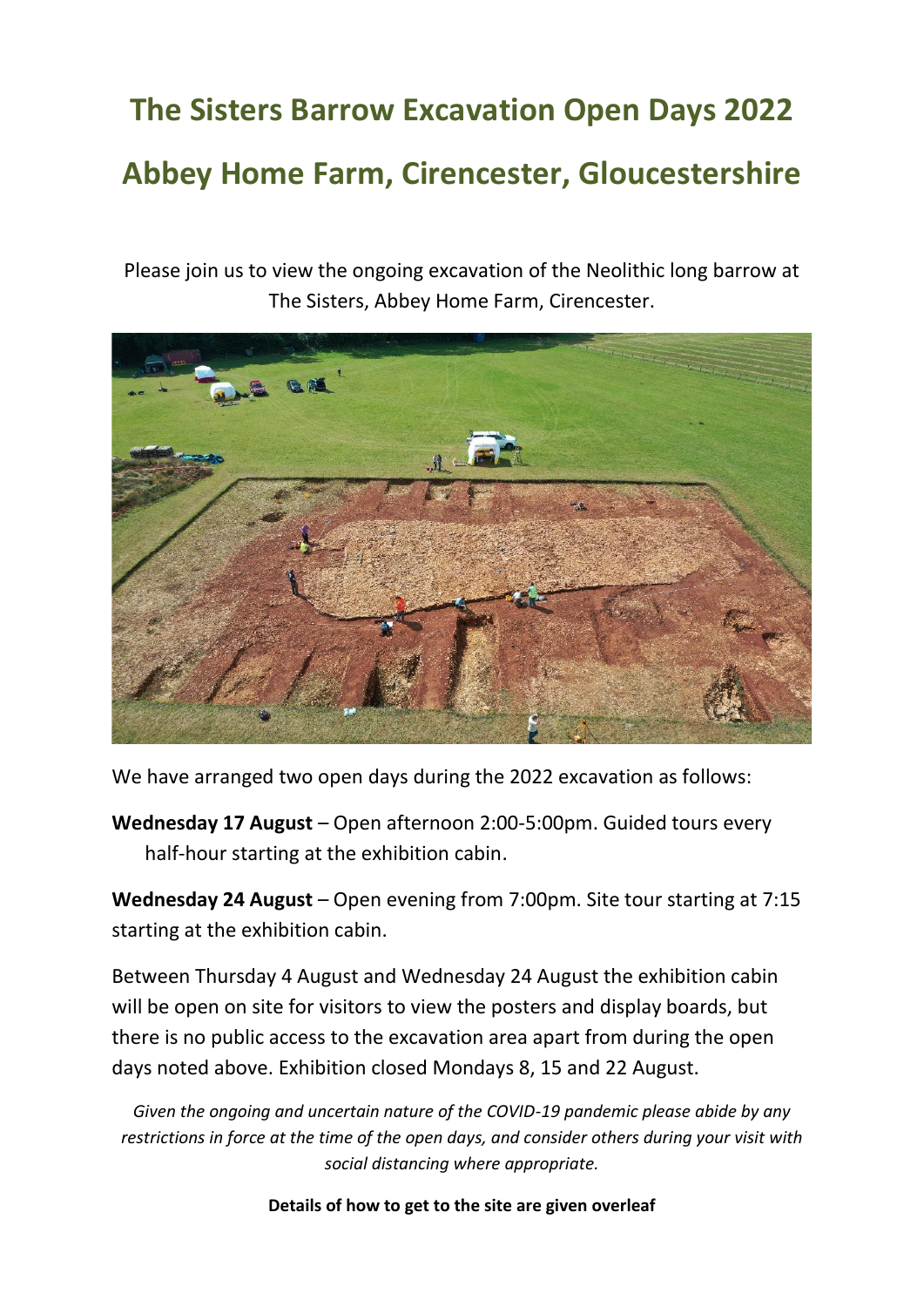# The Sisters Barrow Excavation Open Days 2022

# Abbey Home Farm, Cirencester, Gloucestershire

Please join us to view the ongoing excavation of the Neolithic long barrow at The Sisters, Abbey Home Farm, Cirencester.

We have arranged two open days during the 2022 excavation as follows:

**Wednesday 17 August** – Open afternoon 2:00-5:00pm. Guided tours every half-hour starting at the exhibition cabin.

**Wednesday 24 August** – Open evening from 7:00pm. Site tour starting at 7:15 starting at the exhibition cabin.

Between Thursday 4 August and Wednesday 24 August the exhibition cabin will be open on site for visitors to view the posters and display boards, but there is no public access to the excavation area apart from during the open days noted above. Exhibition closed Mondays 8, 15 and 22 August.

*Given the ongoing and uncertain nature of the COVID-19 pandemic please abide by any restrictions in force at the time of the open days, and consider others during your visit with social distancing where appropriate.*

**Details of how to get to the site are given overleaf**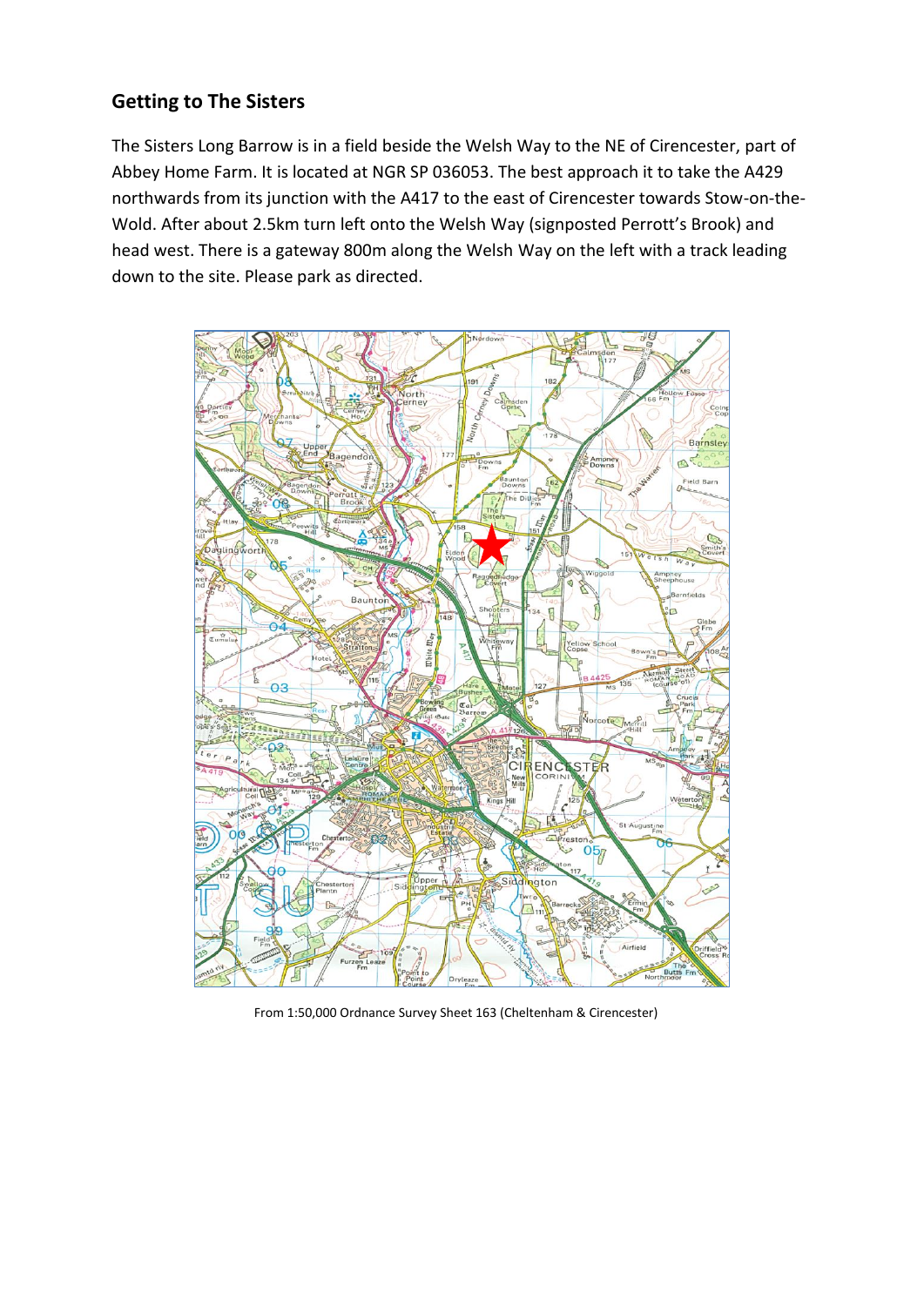## Getting to The Sisters

The Sisters Long Barrow is in a field beside the Welsh Way to the NE of Cirencester, part of Abbey Home Farm. It is located at NGR SP 036053. The best approach it to take the A429 northwards from its junction with the A417 to the east of Cirencester towards Stow-on-the-Wold. After about 2.5km turn left onto the Welsh Way (signposted Perrott's Brook) and head west. There is a gateway 800m along the Welsh Way on the left with a track leading down to the site. Please park as directed.

From 1:50,000 Ordnance Survey Sheet 163 (Cheltenham & Cirencester)